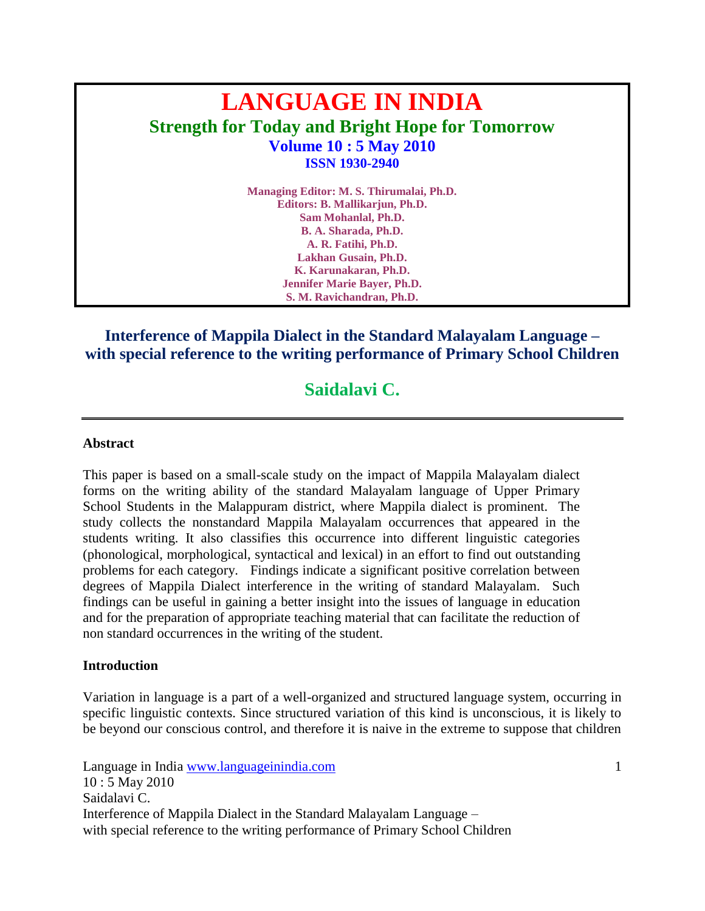# LANGUAGE IN INDIA

## Strength for Today and Bright Hope for Tomorrow

**Volume 10 : 5 May 2010**
**ISSN 1930-2940**

**Managing Editor: M. S. Thirumalai, Ph.D.**
**Editors: B. Mallikarjun, Ph.D.**
**Sam Mohanlal, Ph.D.**
**B. A. Sharada, Ph.D.**
**A. R. Fatihi, Ph.D.**
**Lakhan Gusain, Ph.D.**
**K. Karunakaran, Ph.D.**
**Jennifer Marie Bayer, Ph.D.**
**S. M. Ravichandran, Ph.D.**

# Interference of Mappila Dialect in the Standard Malayalam Language – with special reference to the writing performance of Primary School Children

## Saidalavi C.

---

### Abstract

This paper is based on a small-scale study on the impact of Mappila Malayalam dialect forms on the writing ability of the standard Malayalam language of Upper Primary School Students in the Malappuram district, where Mappila dialect is prominent. The study collects the nonstandard Mappila Malayalam occurrences that appeared in the students writing. It also classifies this occurrence into different linguistic categories (phonological, morphological, syntactical and lexical) in an effort to find out outstanding problems for each category. Findings indicate a significant positive correlation between degrees of Mappila Dialect interference in the writing of standard Malayalam. Such findings can be useful in gaining a better insight into the issues of language in education and for the preparation of appropriate teaching material that can facilitate the reduction of non standard occurrences in the writing of the student.

### Introduction

Variation in language is a part of a well-organized and structured language system, occurring in specific linguistic contexts. Since structured variation of this kind is unconscious, it is likely to be beyond our conscious control, and therefore it is naive in the extreme to suppose that children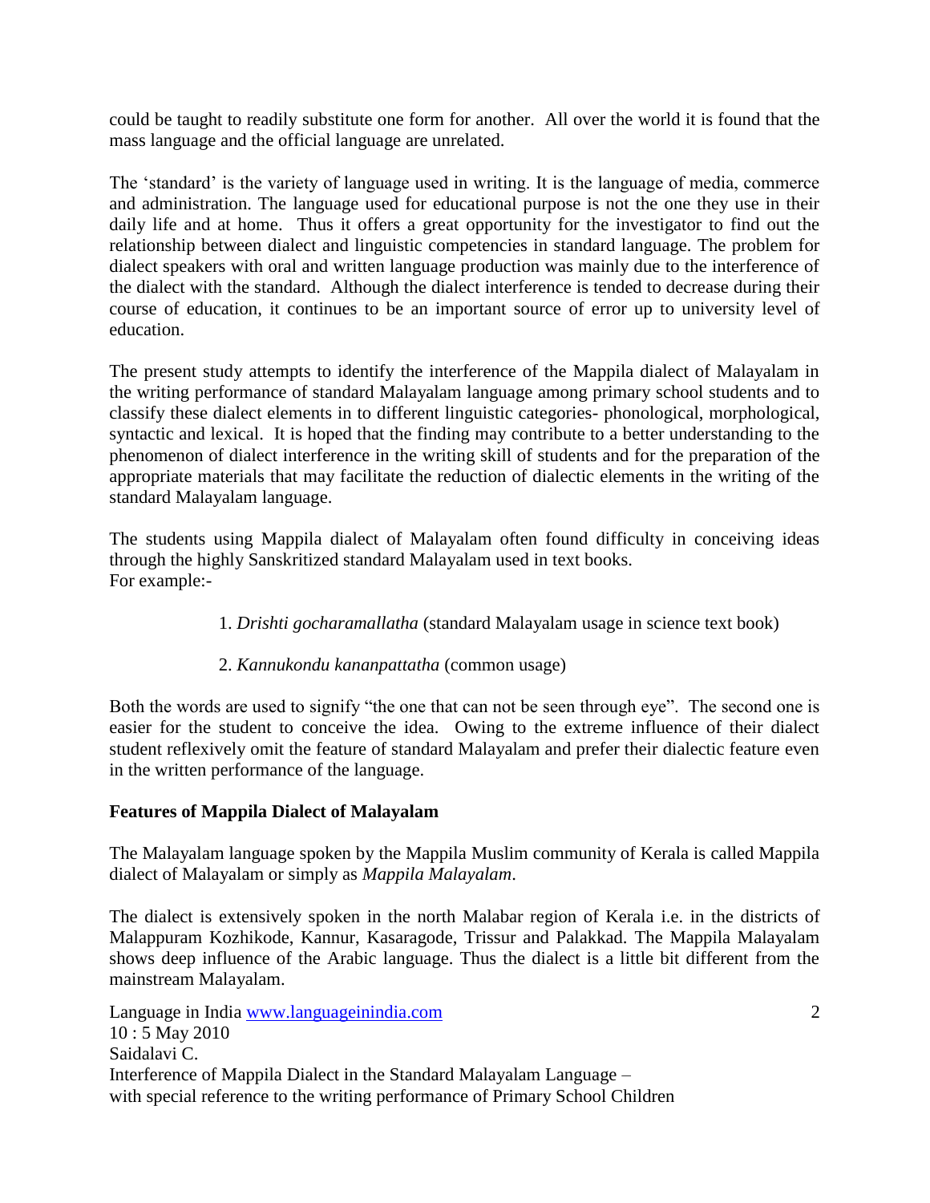could be taught to readily substitute one form for another. All over the world it is found that the mass language and the official language are unrelated.

The 'standard' is the variety of language used in writing. It is the language of media, commerce and administration. The language used for educational purpose is not the one they use in their daily life and at home. Thus it offers a great opportunity for the investigator to find out the relationship between dialect and linguistic competencies in standard language. The problem for dialect speakers with oral and written language production was mainly due to the interference of the dialect with the standard. Although the dialect interference is tended to decrease during their course of education, it continues to be an important source of error up to university level of education.

The present study attempts to identify the interference of the Mappila dialect of Malayalam in the writing performance of standard Malayalam language among primary school students and to classify these dialect elements in to different linguistic categories- phonological, morphological, syntactic and lexical. It is hoped that the finding may contribute to a better understanding to the phenomenon of dialect interference in the writing skill of students and for the preparation of the appropriate materials that may facilitate the reduction of dialectic elements in the writing of the standard Malayalam language.

The students using Mappila dialect of Malayalam often found difficulty in conceiving ideas through the highly Sanskritized standard Malayalam used in text books.
For example:-

1. *Drishti gocharamallatha* (standard Malayalam usage in science text book)

2. *Kannukondu kananpattatha* (common usage)

Both the words are used to signify "the one that can not be seen through eye". The second one is easier for the student to conceive the idea. Owing to the extreme influence of their dialect student reflexively omit the feature of standard Malayalam and prefer their dialectic feature even in the written performance of the language.

**Features of Mappila Dialect of Malayalam**

The Malayalam language spoken by the Mappila Muslim community of Kerala is called Mappila dialect of Malayalam or simply as *Mappila Malayalam*.

The dialect is extensively spoken in the north Malabar region of Kerala i.e. in the districts of Malappuram Kozhikode, Kannur, Kasaragode, Trissur and Palakkad. The Mappila Malayalam shows deep influence of the Arabic language. Thus the dialect is a little bit different from the mainstream Malayalam.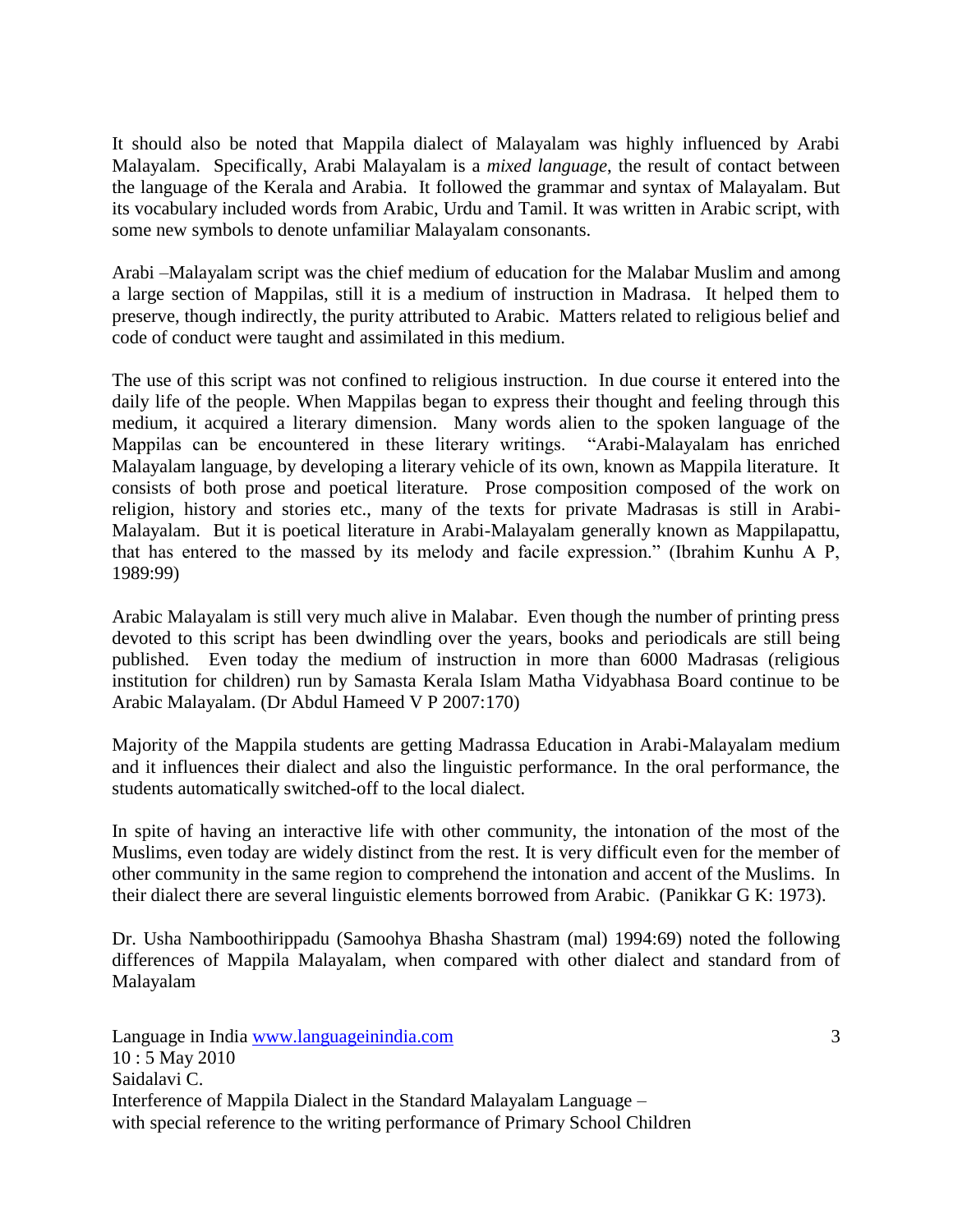It should also be noted that Mappila dialect of Malayalam was highly influenced by Arabi Malayalam. Specifically, Arabi Malayalam is a *mixed language*, the result of contact between the language of the Kerala and Arabia. It followed the grammar and syntax of Malayalam. But its vocabulary included words from Arabic, Urdu and Tamil. It was written in Arabic script, with some new symbols to denote unfamiliar Malayalam consonants.

Arabi –Malayalam script was the chief medium of education for the Malabar Muslim and among a large section of Mappilas, still it is a medium of instruction in Madrasa. It helped them to preserve, though indirectly, the purity attributed to Arabic. Matters related to religious belief and code of conduct were taught and assimilated in this medium.

The use of this script was not confined to religious instruction. In due course it entered into the daily life of the people. When Mappilas began to express their thought and feeling through this medium, it acquired a literary dimension. Many words alien to the spoken language of the Mappilas can be encountered in these literary writings. "Arabi-Malayalam has enriched Malayalam language, by developing a literary vehicle of its own, known as Mappila literature. It consists of both prose and poetical literature. Prose composition composed of the work on religion, history and stories etc., many of the texts for private Madrasas is still in Arabi-Malayalam. But it is poetical literature in Arabi-Malayalam generally known as Mappilapattu, that has entered to the massed by its melody and facile expression." (Ibrahim Kunhu A P, 1989:99)

Arabic Malayalam is still very much alive in Malabar. Even though the number of printing press devoted to this script has been dwindling over the years, books and periodicals are still being published. Even today the medium of instruction in more than 6000 Madrasas (religious institution for children) run by Samasta Kerala Islam Matha Vidyabhasa Board continue to be Arabic Malayalam. (Dr Abdul Hameed V P 2007:170)

Majority of the Mappila students are getting Madrassa Education in Arabi-Malayalam medium and it influences their dialect and also the linguistic performance. In the oral performance, the students automatically switched-off to the local dialect.

In spite of having an interactive life with other community, the intonation of the most of the Muslims, even today are widely distinct from the rest. It is very difficult even for the member of other community in the same region to comprehend the intonation and accent of the Muslims. In their dialect there are several linguistic elements borrowed from Arabic. (Panikkar G K: 1973).

Dr. Usha Namboothirippadu (Samoohya Bhasha Shastram (mal) 1994:69) noted the following differences of Mappila Malayalam, when compared with other dialect and standard from of Malayalam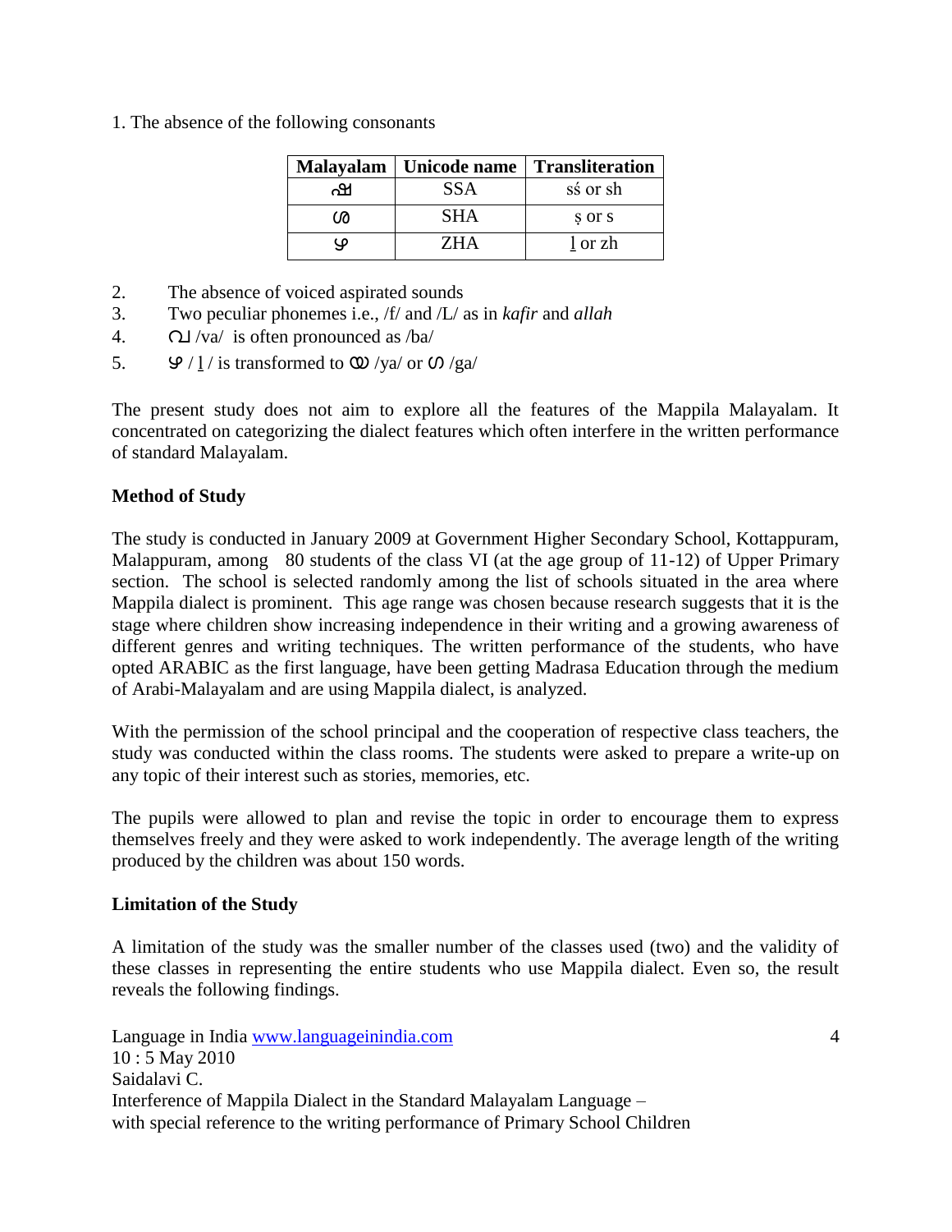1. The absence of the following consonants

| Malayalam | Unicode name | Transliteration |
|---|---|---|
| ഷ | SSA | sś or sh |
| ശ | SHA | ṣ or s |
| ഴ | ZHA | ḻ or zh |

2. The absence of voiced aspirated sounds
3. Two peculiar phonemes i.e., /f/ and /L/ as in *kafir* and *allah*
4. വ /va/ is often pronounced as /ba/
5. ഴ / ḻ / is transformed to യ /ya/ or ഗ /ga/

The present study does not aim to explore all the features of the Mappila Malayalam. It concentrated on categorizing the dialect features which often interfere in the written performance of standard Malayalam.

**Method of Study**

The study is conducted in January 2009 at Government Higher Secondary School, Kottappuram, Malappuram, among 80 students of the class VI (at the age group of 11-12) of Upper Primary section. The school is selected randomly among the list of schools situated in the area where Mappila dialect is prominent. This age range was chosen because research suggests that it is the stage where children show increasing independence in their writing and a growing awareness of different genres and writing techniques. The written performance of the students, who have opted ARABIC as the first language, have been getting Madrasa Education through the medium of Arabi-Malayalam and are using Mappila dialect, is analyzed.

With the permission of the school principal and the cooperation of respective class teachers, the study was conducted within the class rooms. The students were asked to prepare a write-up on any topic of their interest such as stories, memories, etc.

The pupils were allowed to plan and revise the topic in order to encourage them to express themselves freely and they were asked to work independently. The average length of the writing produced by the children was about 150 words.

**Limitation of the Study**

A limitation of the study was the smaller number of the classes used (two) and the validity of these classes in representing the entire students who use Mappila dialect. Even so, the result reveals the following findings.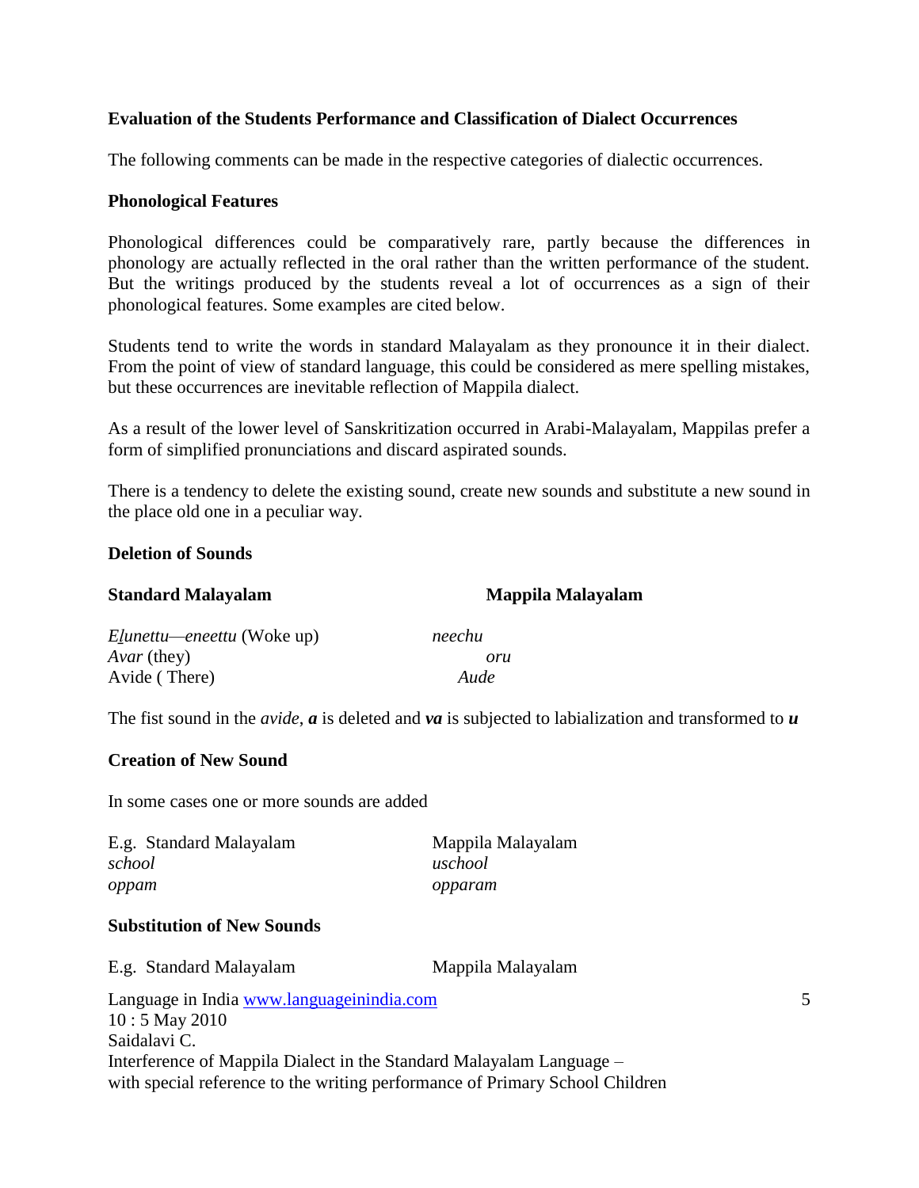**Evaluation of the Students Performance and Classification of Dialect Occurrences**

The following comments can be made in the respective categories of dialectic occurrences.

**Phonological Features**

Phonological differences could be comparatively rare, partly because the differences in phonology are actually reflected in the oral rather than the written performance of the student. But the writings produced by the students reveal a lot of occurrences as a sign of their phonological features. Some examples are cited below.

Students tend to write the words in standard Malayalam as they pronounce it in their dialect. From the point of view of standard language, this could be considered as mere spelling mistakes, but these occurrences are inevitable reflection of Mappila dialect.

As a result of the lower level of Sanskritization occurred in Arabi-Malayalam, Mappilas prefer a form of simplified pronunciations and discard aspirated sounds.

There is a tendency to delete the existing sound, create new sounds and substitute a new sound in the place old one in a peculiar way.

**Deletion of Sounds**

| **Standard Malayalam** | **Mappila Malayalam** |
|---|---|
| *Elunettu—eneettu* (Woke up) | *neechu* |
| *Avar* (they) | *oru* |
| Avide ( There) | *Aude* |

The fist sound in the *avide*, ***a*** is deleted and ***va*** is subjected to labialization and transformed to ***u***

**Creation of New Sound**

In some cases one or more sounds are added

| E.g. Standard Malayalam | Mappila Malayalam |
|---|---|
| *school* | *uschool* |
| *oppam* | *opparam* |

**Substitution of New Sounds**

| E.g. Standard Malayalam | Mappila Malayalam |
|---|---|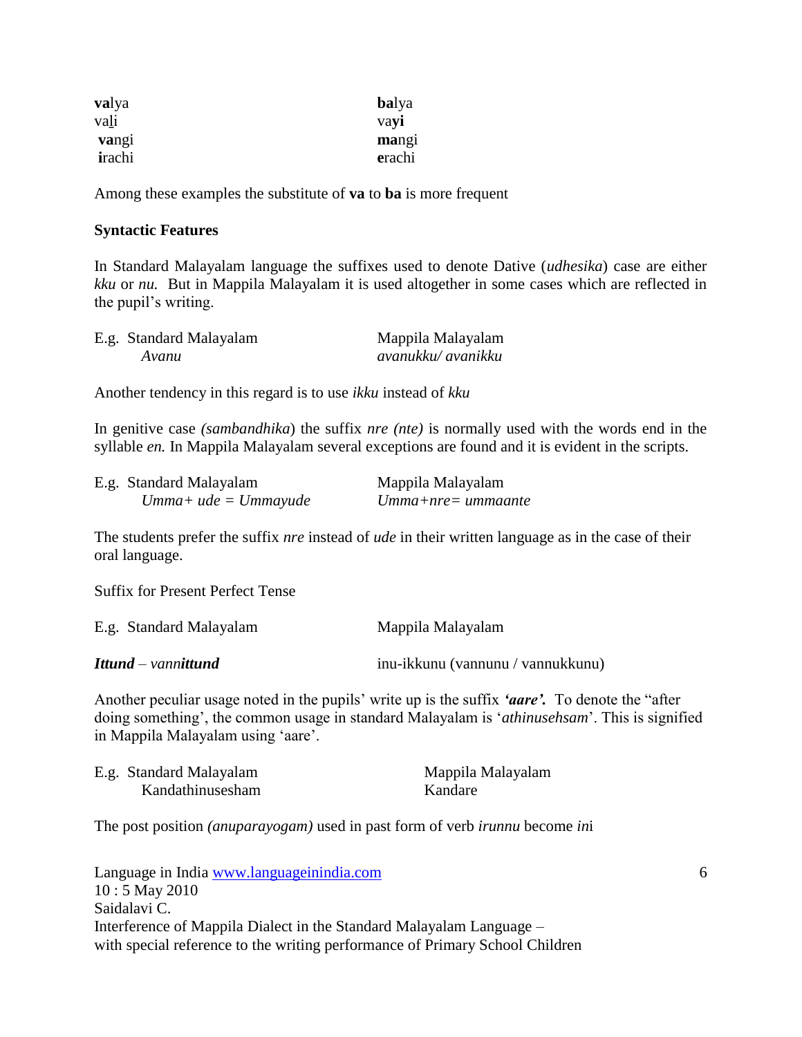| | |
|---|---|
| **va**lya | **ba**lya |
| vaḻi | va**yi** |
| **va**ngi | **ma**ngi |
| **i**rachi | **e**rachi |

Among these examples the substitute of **va** to **ba** is more frequent

**Syntactic Features**

In Standard Malayalam language the suffixes used to denote Dative (*udhesika*) case are either *kku* or *nu.* But in Mappila Malayalam it is used altogether in some cases which are reflected in the pupil's writing.

| E.g. Standard Malayalam | Mappila Malayalam |
|---|---|
| *Avanu* | *avanukku/ avanikku* |

Another tendency in this regard is to use *ikku* instead of *kku*

In genitive case *(sambandhika*) the suffix *nre (nte)* is normally used with the words end in the syllable *en.* In Mappila Malayalam several exceptions are found and it is evident in the scripts.

| E.g. Standard Malayalam | Mappila Malayalam |
|---|---|
| *Umma+ ude = Ummayude* | *Umma+nre= ummaante* |

The students prefer the suffix *nre* instead of *ude* in their written language as in the case of their oral language.

Suffix for Present Perfect Tense

| E.g. Standard Malayalam | Mappila Malayalam |
|---|---|
| ***Ittund*** – *vann**ittund*** | inu-ikkunu (vannunu / vannukkunu) |

Another peculiar usage noted in the pupils' write up is the suffix ***'aare'.*** To denote the "after doing something', the common usage in standard Malayalam is '*athinusehsam*'. This is signified in Mappila Malayalam using 'aare'.

| E.g. Standard Malayalam | Mappila Malayalam |
|---|---|
| Kandathinusesham | Kandare |

The post position *(anuparayogam)* used in past form of verb *irunnu* become *in*i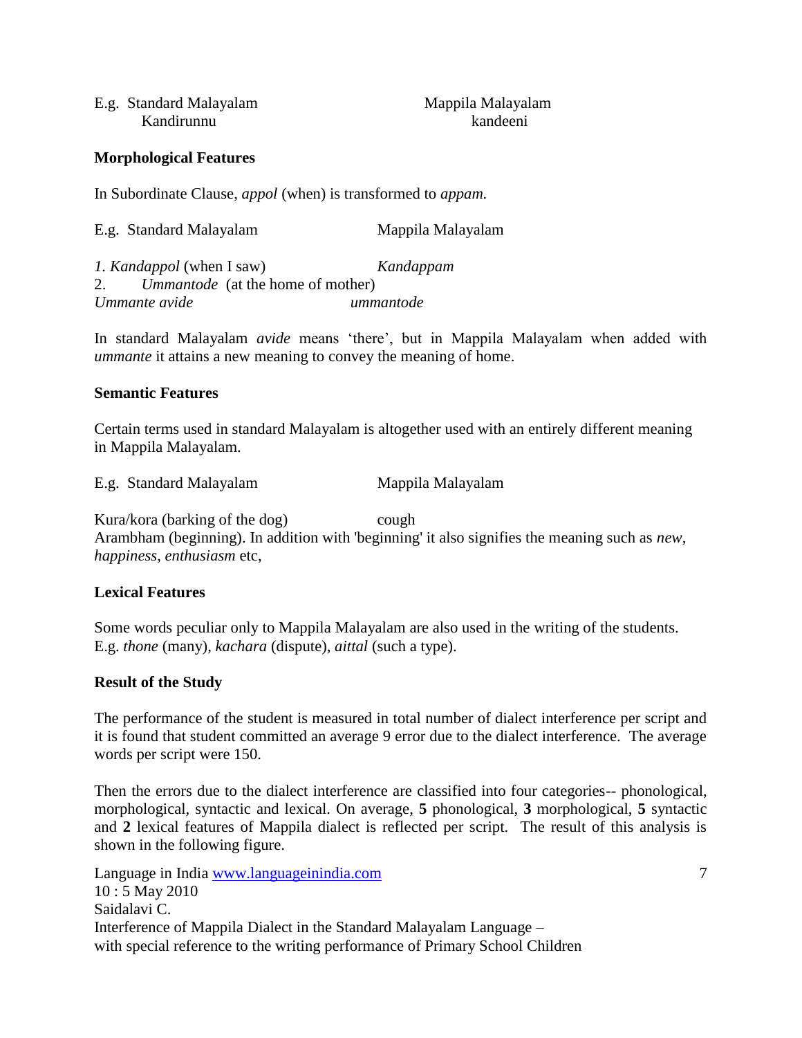| E.g. Standard Malayalam | Mappila Malayalam |
| --- | --- |
| Kandirunnu | kandeeni |

**Morphological Features**

In Subordinate Clause, *appol* (when) is transformed to *appam.*

| E.g. Standard Malayalam | Mappila Malayalam |
| --- | --- |
| *1. Kandappol* (when I saw) | *Kandappam* |
| 2. *Ummantode* (at the home of mother) | |
| *Ummante avide* | *ummantode* |

In standard Malayalam *avide* means 'there', but in Mappila Malayalam when added with *ummante* it attains a new meaning to convey the meaning of home.

**Semantic Features**

Certain terms used in standard Malayalam is altogether used with an entirely different meaning in Mappila Malayalam.

| E.g. Standard Malayalam | Mappila Malayalam |
| --- | --- |
| Kura/kora (barking of the dog) | cough |

Arambham (beginning). In addition with 'beginning' it also signifies the meaning such as *new*, *happiness*, *enthusiasm* etc,

**Lexical Features**

Some words peculiar only to Mappila Malayalam are also used in the writing of the students. E.g. *thone* (many), *kachara* (dispute), *aittal* (such a type).

**Result of the Study**

The performance of the student is measured in total number of dialect interference per script and it is found that student committed an average 9 error due to the dialect interference. The average words per script were 150.

Then the errors due to the dialect interference are classified into four categories-- phonological, morphological, syntactic and lexical. On average, **5** phonological, **3** morphological, **5** syntactic and **2** lexical features of Mappila dialect is reflected per script. The result of this analysis is shown in the following figure.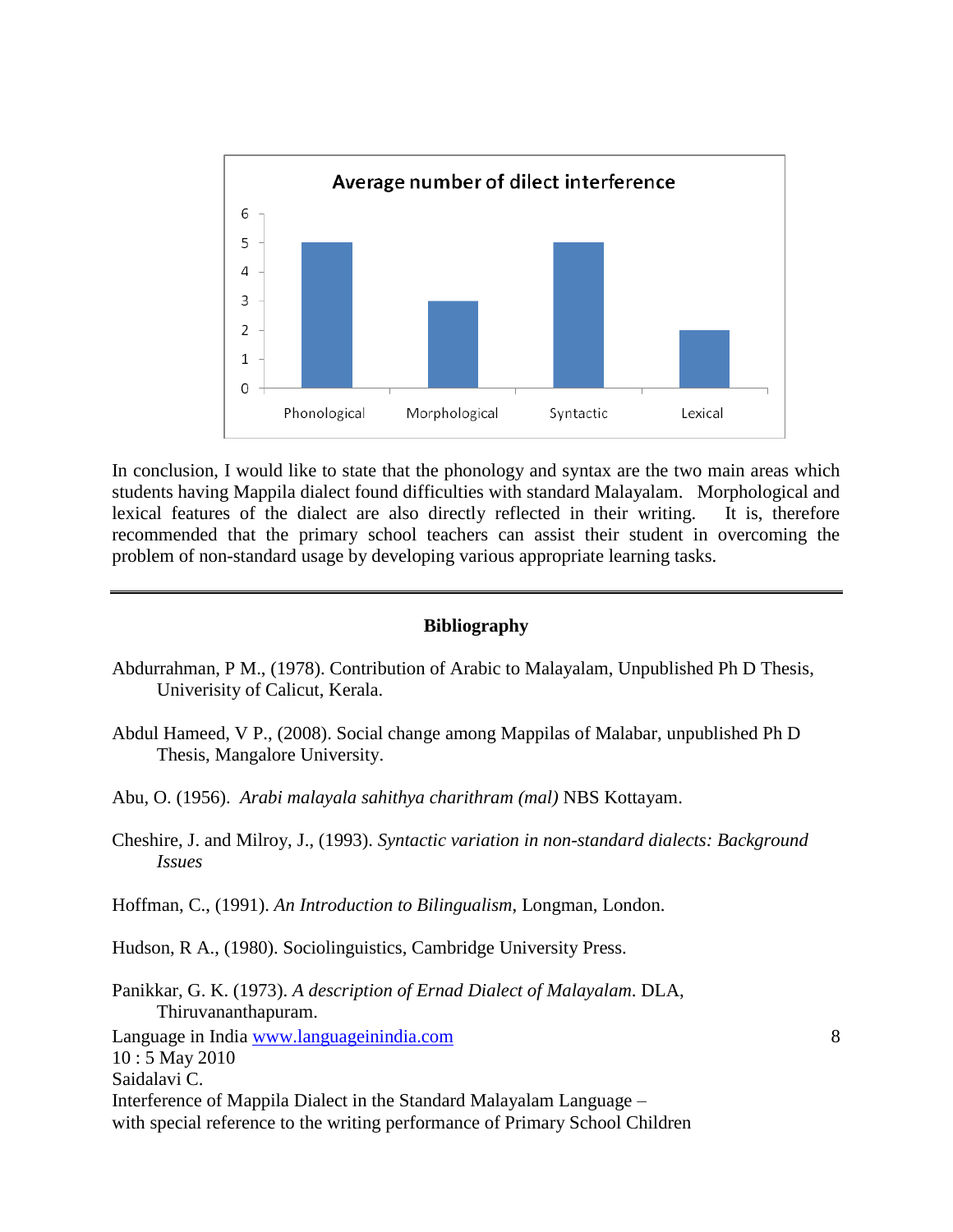**Average number of dilect interference**

| Phonological | Morphological | Syntactic | Lexical |
|---|---|---|---|
| 5 | 3 | 5 | 2 |

In conclusion, I would like to state that the phonology and syntax are the two main areas which students having Mappila dialect found difficulties with standard Malayalam. Morphological and lexical features of the dialect are also directly reflected in their writing. It is, therefore recommended that the primary school teachers can assist their student in overcoming the problem of non-standard usage by developing various appropriate learning tasks.

---

## Bibliography

Abdurrahman, P M., (1978). Contribution of Arabic to Malayalam, Unpublished Ph D Thesis, Univerisity of Calicut, Kerala.

Abdul Hameed, V P., (2008). Social change among Mappilas of Malabar, unpublished Ph D Thesis, Mangalore University.

Abu, O. (1956). *Arabi malayala sahithya charithram (mal)* NBS Kottayam.

Cheshire, J. and Milroy, J., (1993). *Syntactic variation in non-standard dialects: Background Issues*

Hoffman, C., (1991). *An Introduction to Bilingualism*, Longman, London.

Hudson, R A., (1980). Sociolinguistics, Cambridge University Press.

Panikkar, G. K. (1973). *A description of Ernad Dialect of Malayalam*. DLA, Thiruvananthapuram.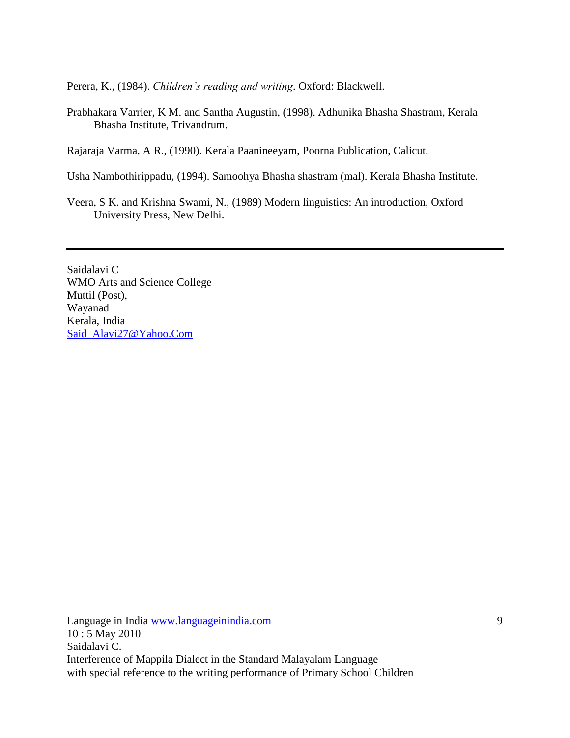Perera, K., (1984). *Children's reading and writing*. Oxford: Blackwell.

Prabhakara Varrier, K M. and Santha Augustin, (1998). Adhunika Bhasha Shastram, Kerala Bhasha Institute, Trivandrum.

Rajaraja Varma, A R., (1990). Kerala Paanineeyam, Poorna Publication, Calicut.

Usha Nambothirippadu, (1994). Samoohya Bhasha shastram (mal). Kerala Bhasha Institute.

Veera, S K. and Krishna Swami, N., (1989) Modern linguistics: An introduction, Oxford University Press, New Delhi.

---

Saidalavi C  
WMO Arts and Science College  
Muttil (Post),  
Wayanad  
Kerala, India  
Said_Alavi27@Yahoo.Com